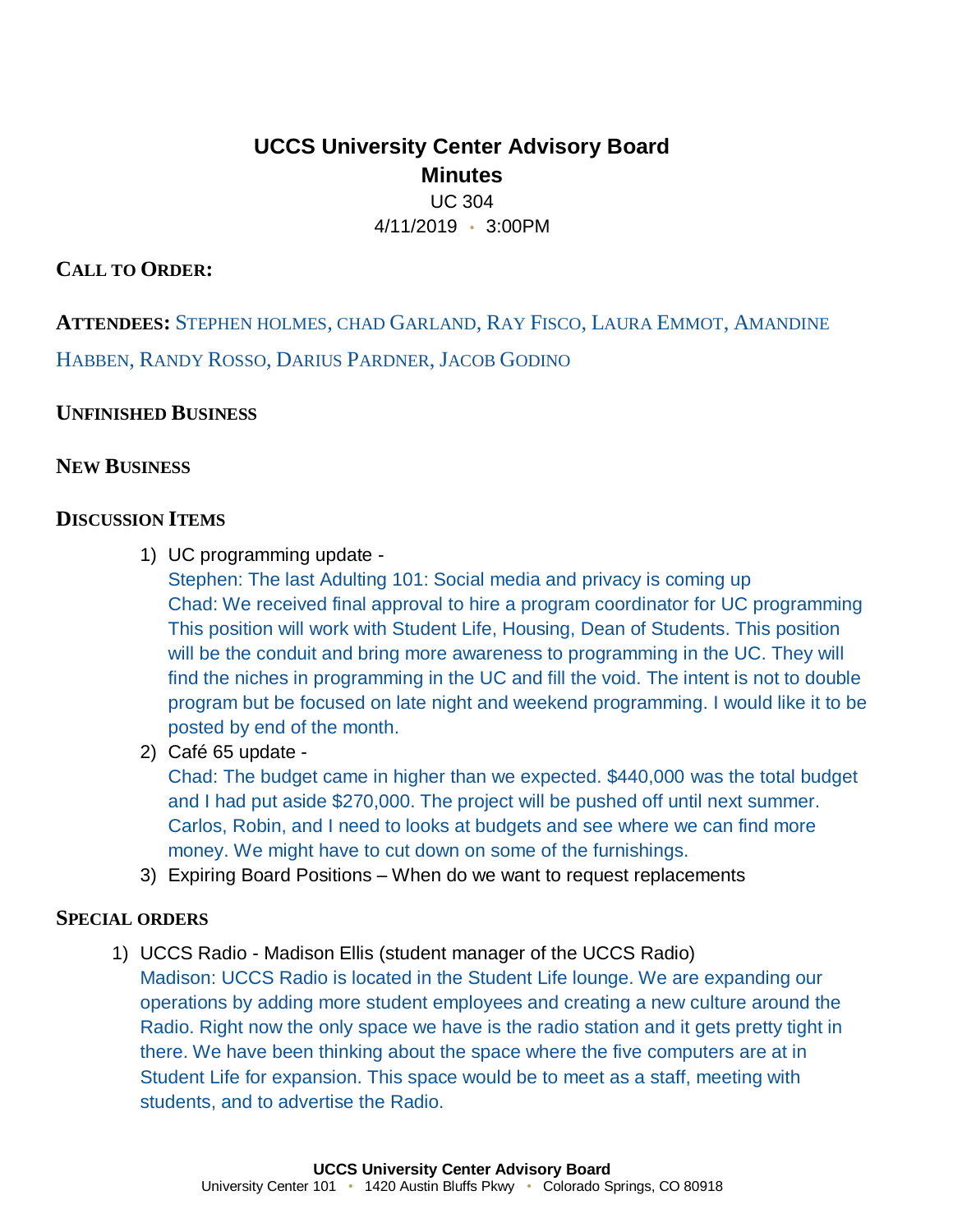# UCCS University Center Advisory Board

## Minutes

UC 304

4/11/2019 • 3:00PM

### Call to Order:

**Attendees:** Stephen holmes, chad Garland, Ray Fisco, Laura Emmot, Amandine Habben, Randy Rosso, Darius Pardner, Jacob Godino

### Unfinished Business

### New Business

### Discussion Items

1) UC programming update -
   Stephen: The last Adulting 101: Social media and privacy is coming up
   Chad: We received final approval to hire a program coordinator for UC programming This position will work with Student Life, Housing, Dean of Students. This position will be the conduit and bring more awareness to programming in the UC. They will find the niches in programming in the UC and fill the void. The intent is not to double program but be focused on late night and weekend programming. I would like it to be posted by end of the month.
2) Café 65 update -
   Chad: The budget came in higher than we expected. $440,000 was the total budget and I had put aside $270,000. The project will be pushed off until next summer. Carlos, Robin, and I need to looks at budgets and see where we can find more money. We might have to cut down on some of the furnishings.
3) Expiring Board Positions – When do we want to request replacements

### Special orders

1) UCCS Radio - Madison Ellis (student manager of the UCCS Radio)
   Madison: UCCS Radio is located in the Student Life lounge. We are expanding our operations by adding more student employees and creating a new culture around the Radio. Right now the only space we have is the radio station and it gets pretty tight in there. We have been thinking about the space where the five computers are at in Student Life for expansion. This space would be to meet as a staff, meeting with students, and to advertise the Radio.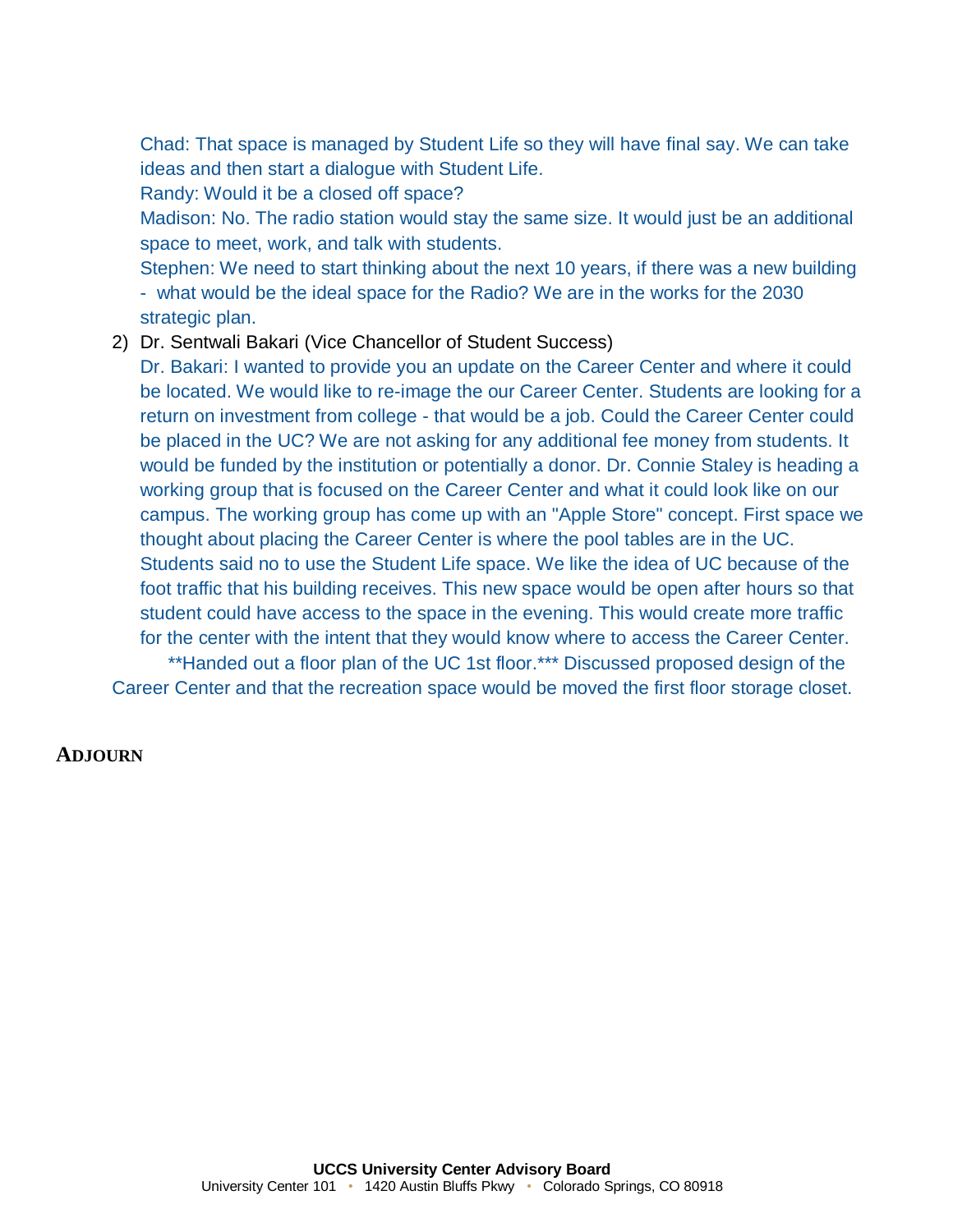Chad: That space is managed by Student Life so they will have final say. We can take ideas and then start a dialogue with Student Life.
Randy: Would it be a closed off space?
Madison: No. The radio station would stay the same size. It would just be an additional space to meet, work, and talk with students.
Stephen: We need to start thinking about the next 10 years, if there was a new building - what would be the ideal space for the Radio? We are in the works for the 2030 strategic plan.

2) Dr. Sentwali Bakari (Vice Chancellor of Student Success)
Dr. Bakari: I wanted to provide you an update on the Career Center and where it could be located. We would like to re-image the our Career Center. Students are looking for a return on investment from college - that would be a job. Could the Career Center could be placed in the UC? We are not asking for any additional fee money from students. It would be funded by the institution or potentially a donor. Dr. Connie Staley is heading a working group that is focused on the Career Center and what it could look like on our campus. The working group has come up with an "Apple Store" concept. First space we thought about placing the Career Center is where the pool tables are in the UC. Students said no to use the Student Life space. We like the idea of UC because of the foot traffic that his building receives. This new space would be open after hours so that student could have access to the space in the evening. This would create more traffic for the center with the intent that they would know where to access the Career Center.
**Handed out a floor plan of the UC 1st floor.*** Discussed proposed design of the Career Center and that the recreation space would be moved the first floor storage closet.

**ADJOURN**

**UCCS University Center Advisory Board**
University Center 101 • 1420 Austin Bluffs Pkwy • Colorado Springs, CO 80918